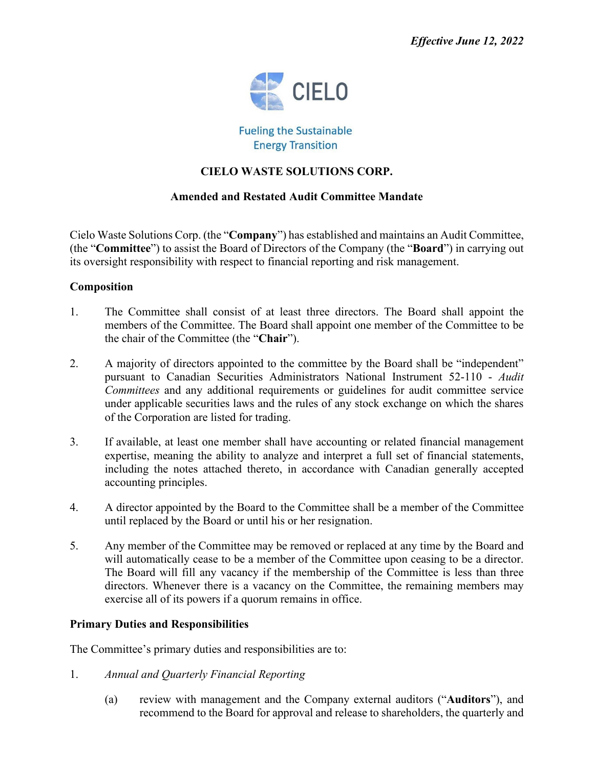*Effective June 12, 2022*

CIELO

Fueling the Sustainable Energy Transition

# CIELO WASTE SOLUTIONS CORP.

## Amended and Restated Audit Committee Mandate

Cielo Waste Solutions Corp. (the "**Company**") has established and maintains an Audit Committee, (the "**Committee**") to assist the Board of Directors of the Company (the "**Board**") in carrying out its oversight responsibility with respect to financial reporting and risk management.

### Composition

1. The Committee shall consist of at least three directors. The Board shall appoint the members of the Committee. The Board shall appoint one member of the Committee to be the chair of the Committee (the "**Chair**").

2. A majority of directors appointed to the committee by the Board shall be "independent" pursuant to Canadian Securities Administrators National Instrument 52-110 - *Audit Committees* and any additional requirements or guidelines for audit committee service under applicable securities laws and the rules of any stock exchange on which the shares of the Corporation are listed for trading.

3. If available, at least one member shall have accounting or related financial management expertise, meaning the ability to analyze and interpret a full set of financial statements, including the notes attached thereto, in accordance with Canadian generally accepted accounting principles.

4. A director appointed by the Board to the Committee shall be a member of the Committee until replaced by the Board or until his or her resignation.

5. Any member of the Committee may be removed or replaced at any time by the Board and will automatically cease to be a member of the Committee upon ceasing to be a director. The Board will fill any vacancy if the membership of the Committee is less than three directors. Whenever there is a vacancy on the Committee, the remaining members may exercise all of its powers if a quorum remains in office.

### Primary Duties and Responsibilities

The Committee's primary duties and responsibilities are to:

1. *Annual and Quarterly Financial Reporting*

   (a) review with management and the Company external auditors ("**Auditors**"), and recommend to the Board for approval and release to shareholders, the quarterly and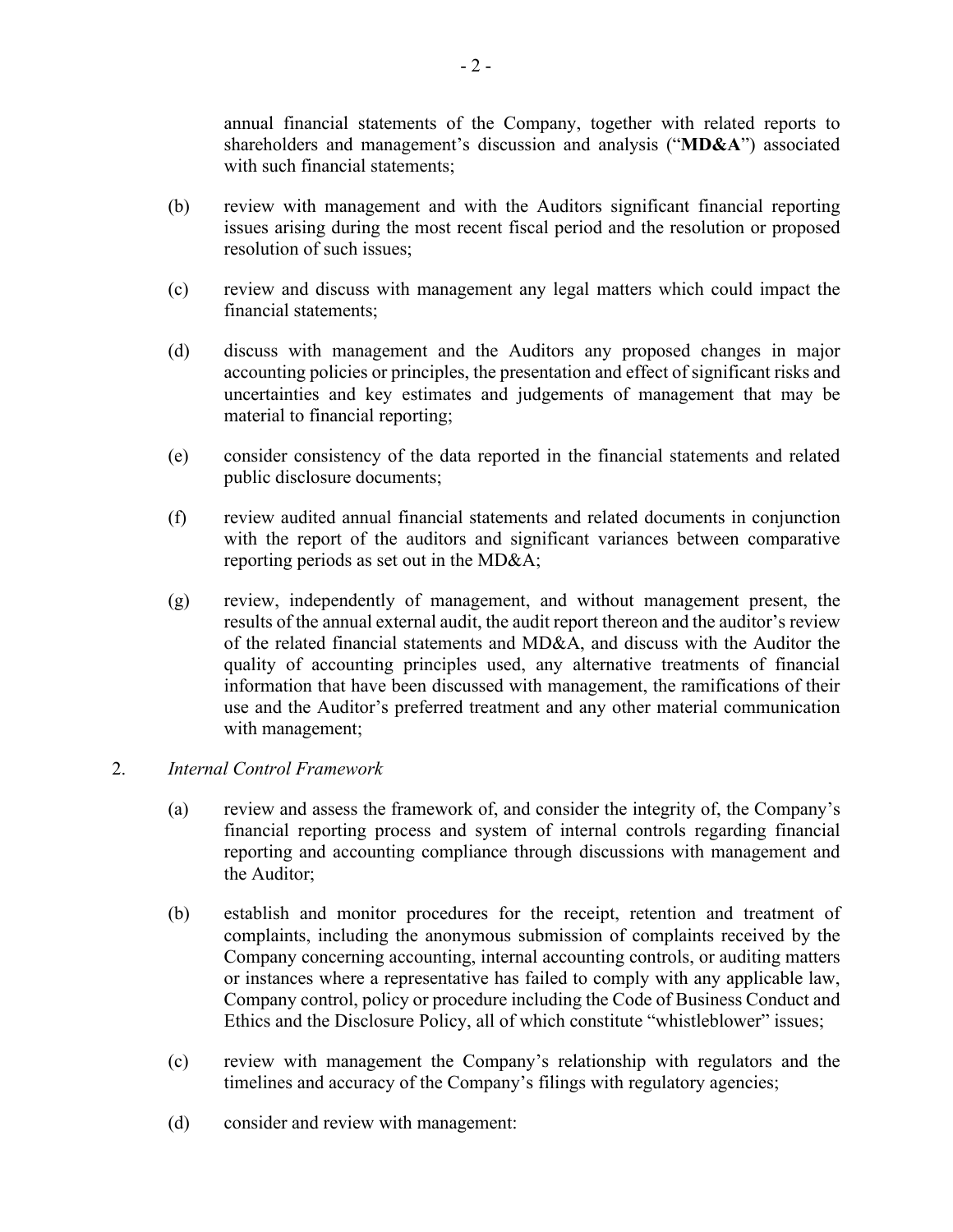annual financial statements of the Company, together with related reports to shareholders and management's discussion and analysis ("**MD&A**") associated with such financial statements;

(b) review with management and with the Auditors significant financial reporting issues arising during the most recent fiscal period and the resolution or proposed resolution of such issues;

(c) review and discuss with management any legal matters which could impact the financial statements;

(d) discuss with management and the Auditors any proposed changes in major accounting policies or principles, the presentation and effect of significant risks and uncertainties and key estimates and judgements of management that may be material to financial reporting;

(e) consider consistency of the data reported in the financial statements and related public disclosure documents;

(f) review audited annual financial statements and related documents in conjunction with the report of the auditors and significant variances between comparative reporting periods as set out in the MD&A;

(g) review, independently of management, and without management present, the results of the annual external audit, the audit report thereon and the auditor's review of the related financial statements and MD&A, and discuss with the Auditor the quality of accounting principles used, any alternative treatments of financial information that have been discussed with management, the ramifications of their use and the Auditor's preferred treatment and any other material communication with management;

2. *Internal Control Framework*

(a) review and assess the framework of, and consider the integrity of, the Company's financial reporting process and system of internal controls regarding financial reporting and accounting compliance through discussions with management and the Auditor;

(b) establish and monitor procedures for the receipt, retention and treatment of complaints, including the anonymous submission of complaints received by the Company concerning accounting, internal accounting controls, or auditing matters or instances where a representative has failed to comply with any applicable law, Company control, policy or procedure including the Code of Business Conduct and Ethics and the Disclosure Policy, all of which constitute "whistleblower" issues;

(c) review with management the Company's relationship with regulators and the timelines and accuracy of the Company's filings with regulatory agencies;

(d) consider and review with management: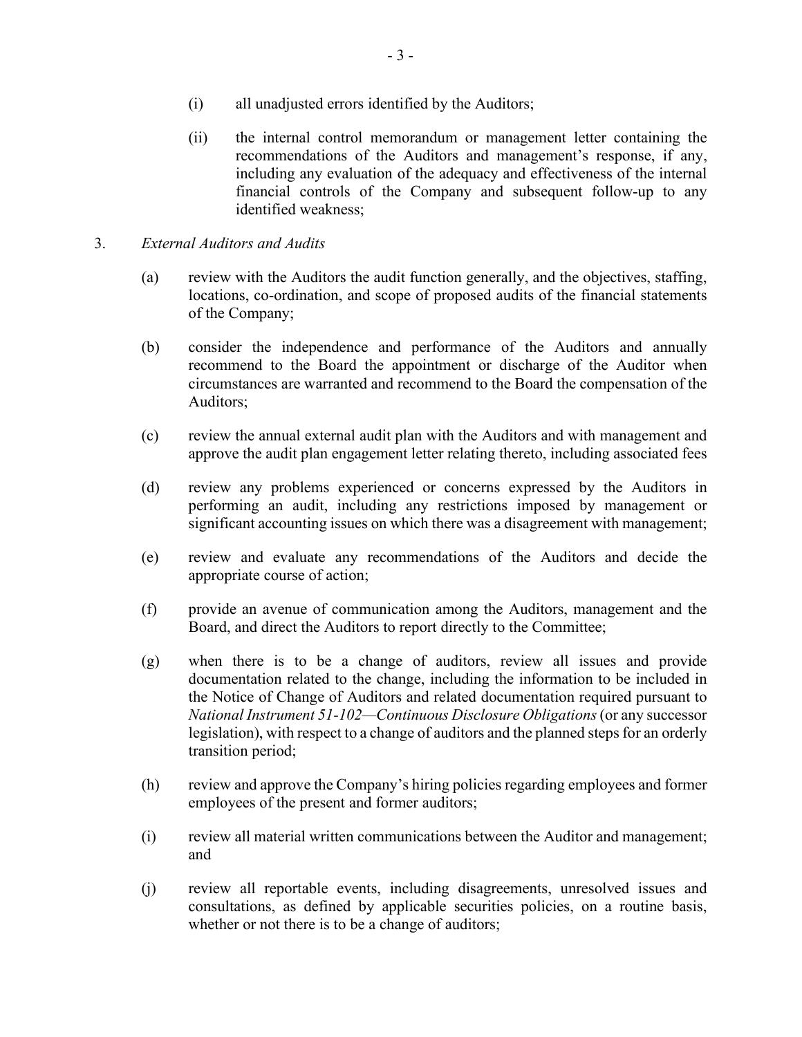(i) all unadjusted errors identified by the Auditors;

(ii) the internal control memorandum or management letter containing the recommendations of the Auditors and management's response, if any, including any evaluation of the adequacy and effectiveness of the internal financial controls of the Company and subsequent follow-up to any identified weakness;

3. *External Auditors and Audits*

(a) review with the Auditors the audit function generally, and the objectives, staffing, locations, co-ordination, and scope of proposed audits of the financial statements of the Company;

(b) consider the independence and performance of the Auditors and annually recommend to the Board the appointment or discharge of the Auditor when circumstances are warranted and recommend to the Board the compensation of the Auditors;

(c) review the annual external audit plan with the Auditors and with management and approve the audit plan engagement letter relating thereto, including associated fees

(d) review any problems experienced or concerns expressed by the Auditors in performing an audit, including any restrictions imposed by management or significant accounting issues on which there was a disagreement with management;

(e) review and evaluate any recommendations of the Auditors and decide the appropriate course of action;

(f) provide an avenue of communication among the Auditors, management and the Board, and direct the Auditors to report directly to the Committee;

(g) when there is to be a change of auditors, review all issues and provide documentation related to the change, including the information to be included in the Notice of Change of Auditors and related documentation required pursuant to *National Instrument 51-102—Continuous Disclosure Obligations* (or any successor legislation), with respect to a change of auditors and the planned steps for an orderly transition period;

(h) review and approve the Company's hiring policies regarding employees and former employees of the present and former auditors;

(i) review all material written communications between the Auditor and management; and

(j) review all reportable events, including disagreements, unresolved issues and consultations, as defined by applicable securities policies, on a routine basis, whether or not there is to be a change of auditors;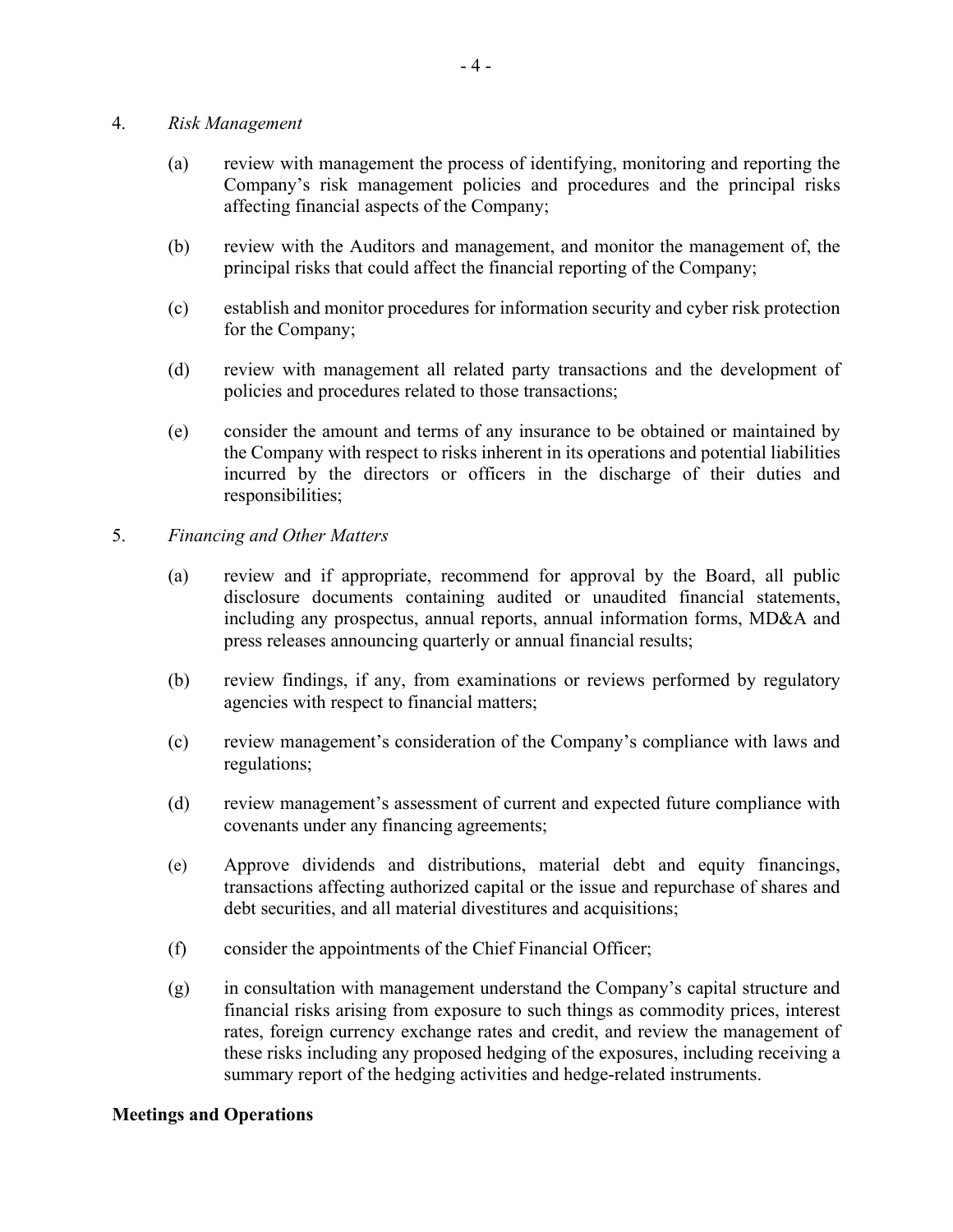4. *Risk Management*

   (a) review with management the process of identifying, monitoring and reporting the Company's risk management policies and procedures and the principal risks affecting financial aspects of the Company;

   (b) review with the Auditors and management, and monitor the management of, the principal risks that could affect the financial reporting of the Company;

   (c) establish and monitor procedures for information security and cyber risk protection for the Company;

   (d) review with management all related party transactions and the development of policies and procedures related to those transactions;

   (e) consider the amount and terms of any insurance to be obtained or maintained by the Company with respect to risks inherent in its operations and potential liabilities incurred by the directors or officers in the discharge of their duties and responsibilities;

5. *Financing and Other Matters*

   (a) review and if appropriate, recommend for approval by the Board, all public disclosure documents containing audited or unaudited financial statements, including any prospectus, annual reports, annual information forms, MD&A and press releases announcing quarterly or annual financial results;

   (b) review findings, if any, from examinations or reviews performed by regulatory agencies with respect to financial matters;

   (c) review management's consideration of the Company's compliance with laws and regulations;

   (d) review management's assessment of current and expected future compliance with covenants under any financing agreements;

   (e) Approve dividends and distributions, material debt and equity financings, transactions affecting authorized capital or the issue and repurchase of shares and debt securities, and all material divestitures and acquisitions;

   (f) consider the appointments of the Chief Financial Officer;

   (g) in consultation with management understand the Company's capital structure and financial risks arising from exposure to such things as commodity prices, interest rates, foreign currency exchange rates and credit, and review the management of these risks including any proposed hedging of the exposures, including receiving a summary report of the hedging activities and hedge-related instruments.

**Meetings and Operations**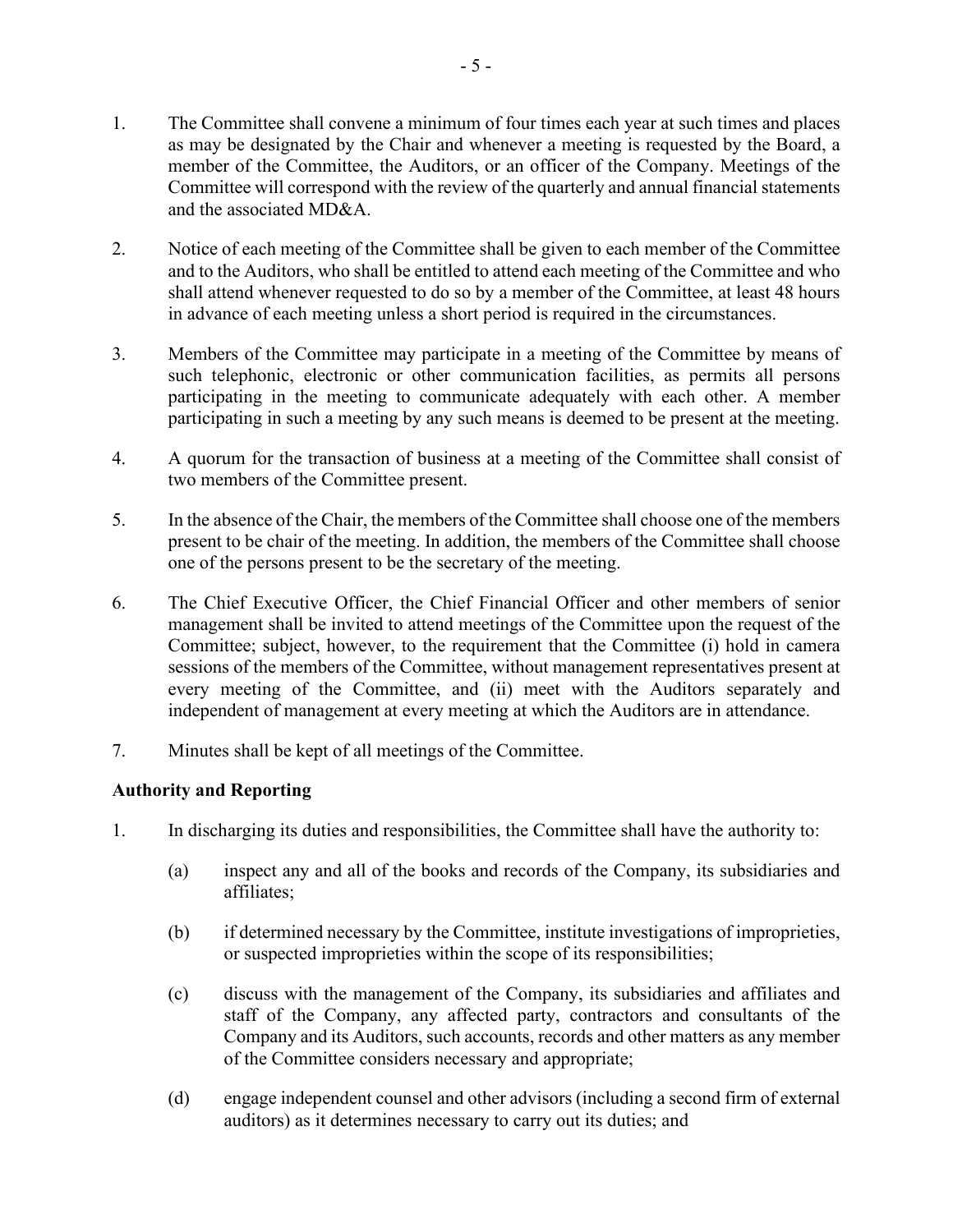1. The Committee shall convene a minimum of four times each year at such times and places as may be designated by the Chair and whenever a meeting is requested by the Board, a member of the Committee, the Auditors, or an officer of the Company. Meetings of the Committee will correspond with the review of the quarterly and annual financial statements and the associated MD&A.

2. Notice of each meeting of the Committee shall be given to each member of the Committee and to the Auditors, who shall be entitled to attend each meeting of the Committee and who shall attend whenever requested to do so by a member of the Committee, at least 48 hours in advance of each meeting unless a short period is required in the circumstances.

3. Members of the Committee may participate in a meeting of the Committee by means of such telephonic, electronic or other communication facilities, as permits all persons participating in the meeting to communicate adequately with each other. A member participating in such a meeting by any such means is deemed to be present at the meeting.

4. A quorum for the transaction of business at a meeting of the Committee shall consist of two members of the Committee present.

5. In the absence of the Chair, the members of the Committee shall choose one of the members present to be chair of the meeting. In addition, the members of the Committee shall choose one of the persons present to be the secretary of the meeting.

6. The Chief Executive Officer, the Chief Financial Officer and other members of senior management shall be invited to attend meetings of the Committee upon the request of the Committee; subject, however, to the requirement that the Committee (i) hold in camera sessions of the members of the Committee, without management representatives present at every meeting of the Committee, and (ii) meet with the Auditors separately and independent of management at every meeting at which the Auditors are in attendance.

7. Minutes shall be kept of all meetings of the Committee.

**Authority and Reporting**

1. In discharging its duties and responsibilities, the Committee shall have the authority to:

    (a) inspect any and all of the books and records of the Company, its subsidiaries and affiliates;

    (b) if determined necessary by the Committee, institute investigations of improprieties, or suspected improprieties within the scope of its responsibilities;

    (c) discuss with the management of the Company, its subsidiaries and affiliates and staff of the Company, any affected party, contractors and consultants of the Company and its Auditors, such accounts, records and other matters as any member of the Committee considers necessary and appropriate;

    (d) engage independent counsel and other advisors (including a second firm of external auditors) as it determines necessary to carry out its duties; and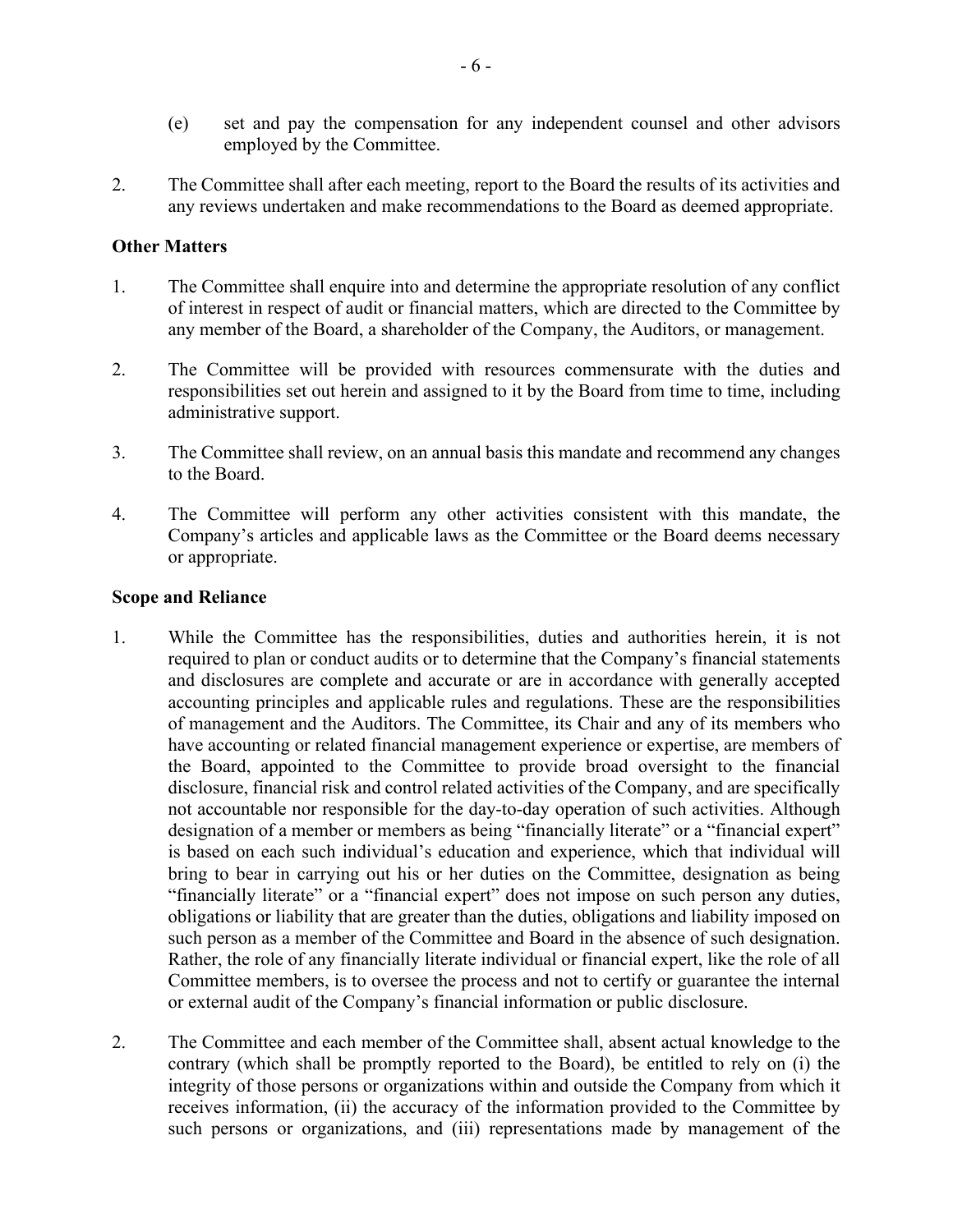(e) set and pay the compensation for any independent counsel and other advisors employed by the Committee.

2. The Committee shall after each meeting, report to the Board the results of its activities and any reviews undertaken and make recommendations to the Board as deemed appropriate.

**Other Matters**

1. The Committee shall enquire into and determine the appropriate resolution of any conflict of interest in respect of audit or financial matters, which are directed to the Committee by any member of the Board, a shareholder of the Company, the Auditors, or management.

2. The Committee will be provided with resources commensurate with the duties and responsibilities set out herein and assigned to it by the Board from time to time, including administrative support.

3. The Committee shall review, on an annual basis this mandate and recommend any changes to the Board.

4. The Committee will perform any other activities consistent with this mandate, the Company's articles and applicable laws as the Committee or the Board deems necessary or appropriate.

**Scope and Reliance**

1. While the Committee has the responsibilities, duties and authorities herein, it is not required to plan or conduct audits or to determine that the Company's financial statements and disclosures are complete and accurate or are in accordance with generally accepted accounting principles and applicable rules and regulations. These are the responsibilities of management and the Auditors. The Committee, its Chair and any of its members who have accounting or related financial management experience or expertise, are members of the Board, appointed to the Committee to provide broad oversight to the financial disclosure, financial risk and control related activities of the Company, and are specifically not accountable nor responsible for the day-to-day operation of such activities. Although designation of a member or members as being "financially literate" or a "financial expert" is based on each such individual's education and experience, which that individual will bring to bear in carrying out his or her duties on the Committee, designation as being "financially literate" or a "financial expert" does not impose on such person any duties, obligations or liability that are greater than the duties, obligations and liability imposed on such person as a member of the Committee and Board in the absence of such designation. Rather, the role of any financially literate individual or financial expert, like the role of all Committee members, is to oversee the process and not to certify or guarantee the internal or external audit of the Company's financial information or public disclosure.

2. The Committee and each member of the Committee shall, absent actual knowledge to the contrary (which shall be promptly reported to the Board), be entitled to rely on (i) the integrity of those persons or organizations within and outside the Company from which it receives information, (ii) the accuracy of the information provided to the Committee by such persons or organizations, and (iii) representations made by management of the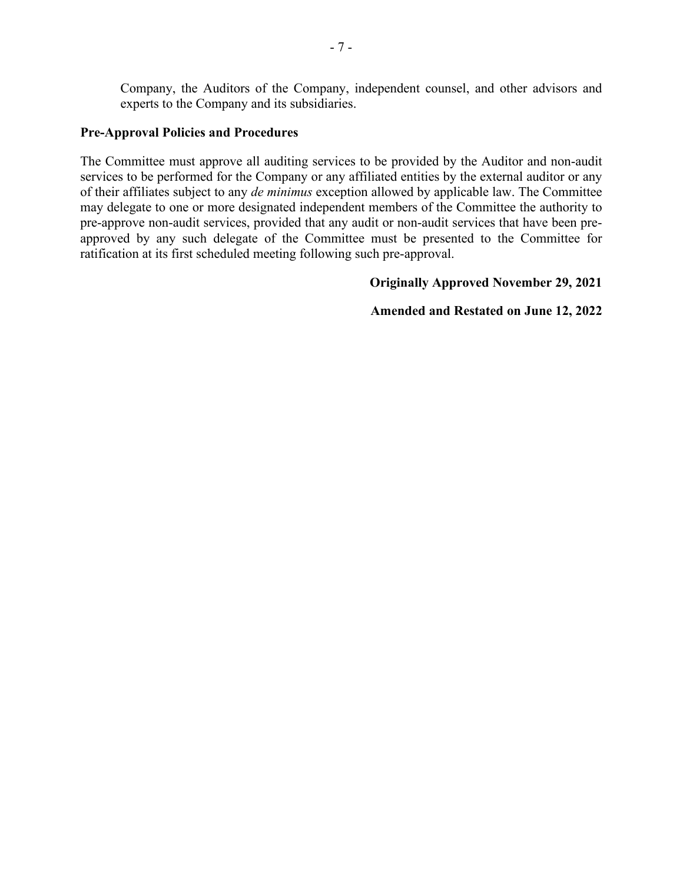Company, the Auditors of the Company, independent counsel, and other advisors and experts to the Company and its subsidiaries.

**Pre-Approval Policies and Procedures**

The Committee must approve all auditing services to be provided by the Auditor and non-audit services to be performed for the Company or any affiliated entities by the external auditor or any of their affiliates subject to any *de minimus* exception allowed by applicable law. The Committee may delegate to one or more designated independent members of the Committee the authority to pre-approve non-audit services, provided that any audit or non-audit services that have been pre-approved by any such delegate of the Committee must be presented to the Committee for ratification at its first scheduled meeting following such pre-approval.

**Originally Approved November 29, 2021**

**Amended and Restated on June 12, 2022**